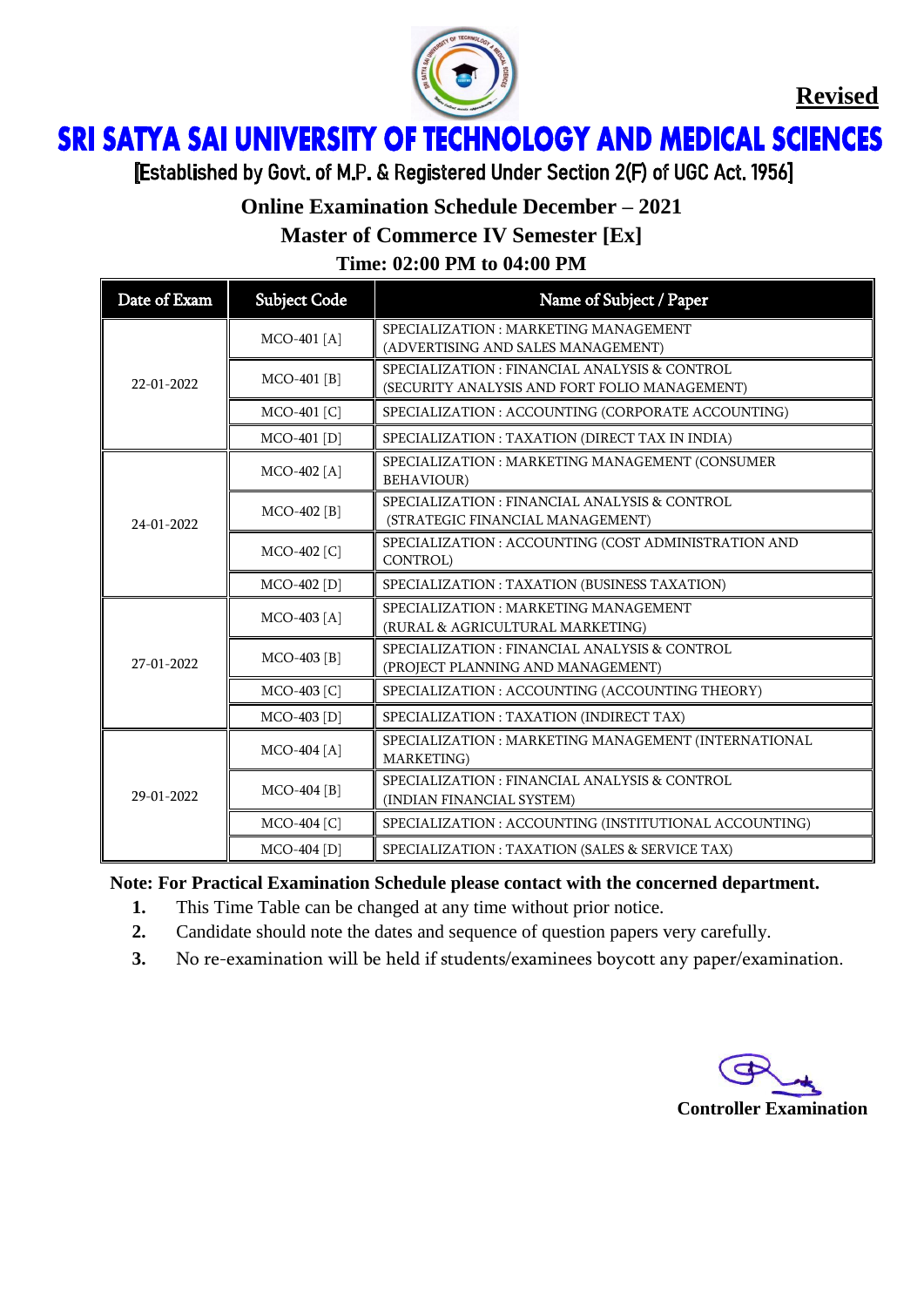**Revised**

# SRI SATYA SAI UNIVERSITY OF TECHNOLOGY AND MEDICAL SCIENCES

[Established by Govt. of M.P. & Registered Under Section 2(F) of UGC Act. 1956]

## Online Examination Schedule December – 2021

## Master of Commerce IV Semester [Ex]

### Time: 02:00 PM to 04:00 PM

| Date of Exam | Subject Code | Name of Subject / Paper |
|---|---|---|
| 22-01-2022 | MCO-401 [A] | SPECIALIZATION : MARKETING MANAGEMENT (ADVERTISING AND SALES MANAGEMENT) |
| | MCO-401 [B] | SPECIALIZATION : FINANCIAL ANALYSIS & CONTROL (SECURITY ANALYSIS AND FORT FOLIO MANAGEMENT) |
| | MCO-401 [C] | SPECIALIZATION : ACCOUNTING (CORPORATE ACCOUNTING) |
| | MCO-401 [D] | SPECIALIZATION : TAXATION (DIRECT TAX IN INDIA) |
| 24-01-2022 | MCO-402 [A] | SPECIALIZATION : MARKETING MANAGEMENT (CONSUMER BEHAVIOUR) |
| | MCO-402 [B] | SPECIALIZATION : FINANCIAL ANALYSIS & CONTROL (STRATEGIC FINANCIAL MANAGEMENT) |
| | MCO-402 [C] | SPECIALIZATION : ACCOUNTING (COST ADMINISTRATION AND CONTROL) |
| | MCO-402 [D] | SPECIALIZATION : TAXATION (BUSINESS TAXATION) |
| 27-01-2022 | MCO-403 [A] | SPECIALIZATION : MARKETING MANAGEMENT (RURAL & AGRICULTURAL MARKETING) |
| | MCO-403 [B] | SPECIALIZATION : FINANCIAL ANALYSIS & CONTROL (PROJECT PLANNING AND MANAGEMENT) |
| | MCO-403 [C] | SPECIALIZATION : ACCOUNTING (ACCOUNTING THEORY) |
| | MCO-403 [D] | SPECIALIZATION : TAXATION (INDIRECT TAX) |
| 29-01-2022 | MCO-404 [A] | SPECIALIZATION : MARKETING MANAGEMENT (INTERNATIONAL MARKETING) |
| | MCO-404 [B] | SPECIALIZATION : FINANCIAL ANALYSIS & CONTROL (INDIAN FINANCIAL SYSTEM) |
| | MCO-404 [C] | SPECIALIZATION : ACCOUNTING (INSTITUTIONAL ACCOUNTING) |
| | MCO-404 [D] | SPECIALIZATION : TAXATION (SALES & SERVICE TAX) |

**Note: For Practical Examination Schedule please contact with the concerned department.**

1. This Time Table can be changed at any time without prior notice.
2. Candidate should note the dates and sequence of question papers very carefully.
3. No re-examination will be held if students/examinees boycott any paper/examination.

**Controller Examination**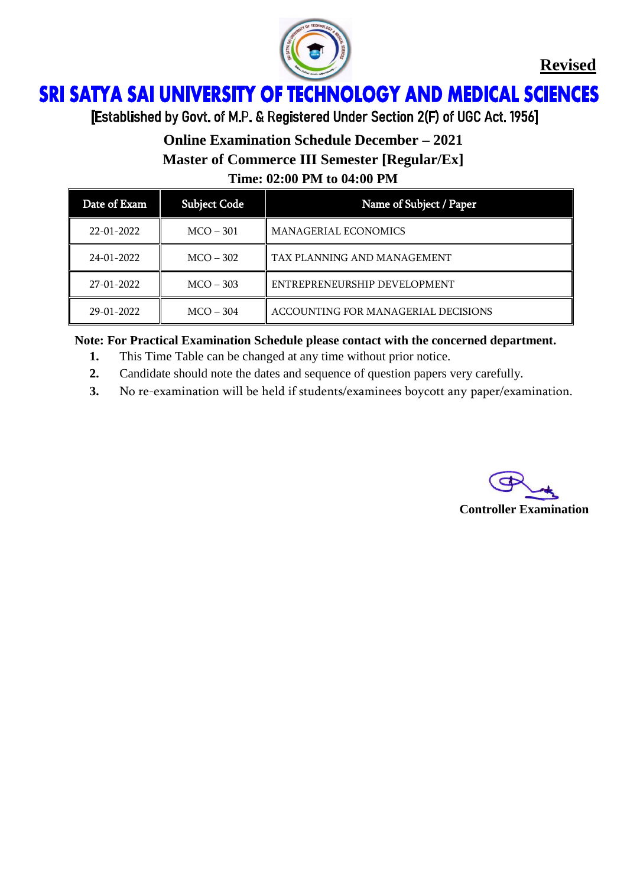**Revised**

# SRI SATYA SAI UNIVERSITY OF TECHNOLOGY AND MEDICAL SCIENCES

[Established by Govt. of M.P. & Registered Under Section 2(F) of UGC Act. 1956]

**Online Examination Schedule December – 2021**

**Master of Commerce III Semester [Regular/Ex]**

**Time: 02:00 PM to 04:00 PM**

| Date of Exam | Subject Code | Name of Subject / Paper |
|---|---|---|
| 22-01-2022 | MCO – 301 | MANAGERIAL ECONOMICS |
| 24-01-2022 | MCO – 302 | TAX PLANNING AND MANAGEMENT |
| 27-01-2022 | MCO – 303 | ENTREPRENEURSHIP DEVELOPMENT |
| 29-01-2022 | MCO – 304 | ACCOUNTING FOR MANAGERIAL DECISIONS |

**Note: For Practical Examination Schedule please contact with the concerned department.**

1. This Time Table can be changed at any time without prior notice.
2. Candidate should note the dates and sequence of question papers very carefully.
3. No re-examination will be held if students/examinees boycott any paper/examination.

**Controller Examination**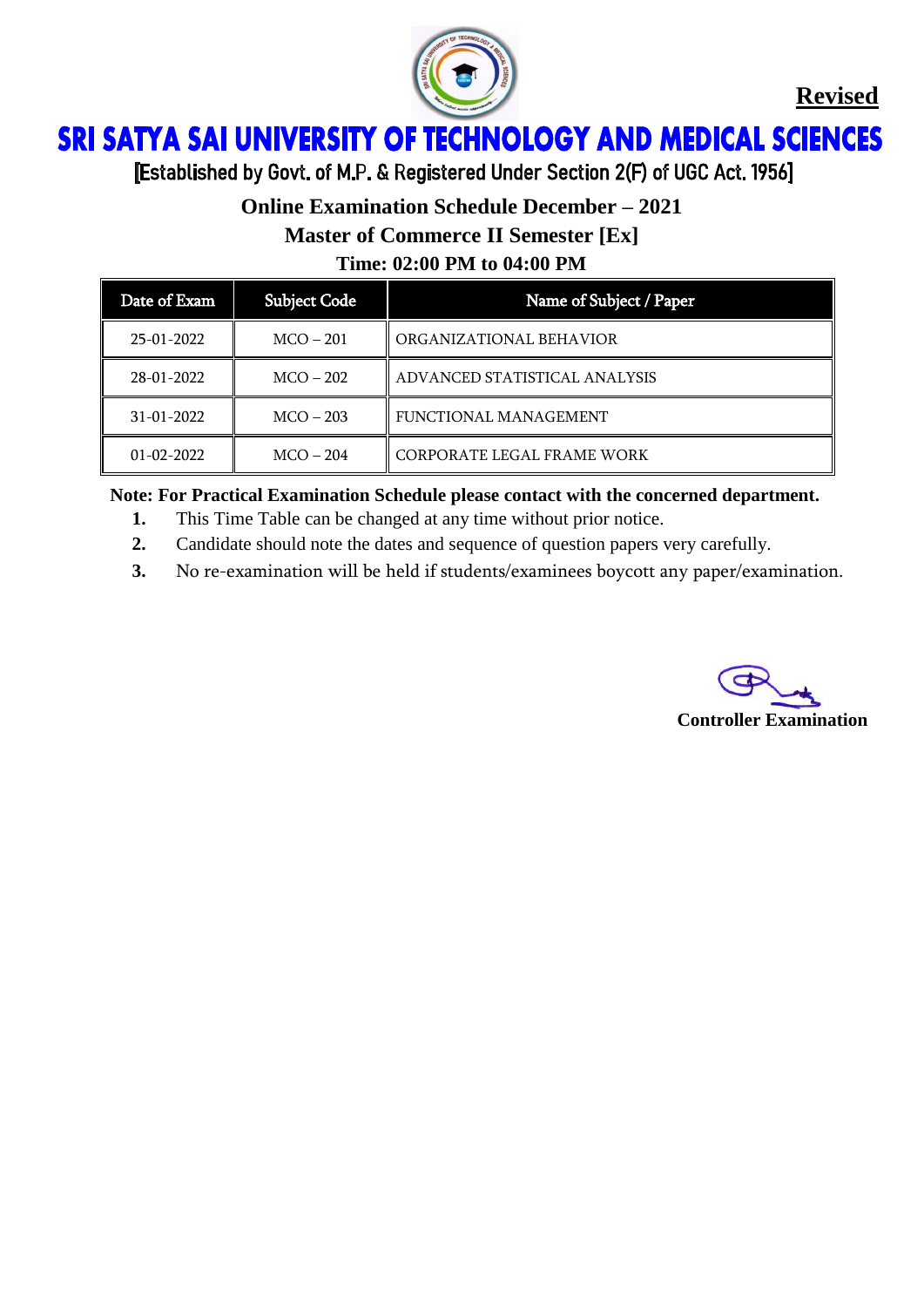**Revised**

# SRI SATYA SAI UNIVERSITY OF TECHNOLOGY AND MEDICAL SCIENCES

[Established by Govt. of M.P. & Registered Under Section 2(F) of UGC Act. 1956]

**Online Examination Schedule December – 2021**

**Master of Commerce II Semester [Ex]**

**Time: 02:00 PM to 04:00 PM**

| Date of Exam | Subject Code | Name of Subject / Paper |
|---|---|---|
| 25-01-2022 | MCO – 201 | ORGANIZATIONAL BEHAVIOR |
| 28-01-2022 | MCO – 202 | ADVANCED STATISTICAL ANALYSIS |
| 31-01-2022 | MCO – 203 | FUNCTIONAL MANAGEMENT |
| 01-02-2022 | MCO – 204 | CORPORATE LEGAL FRAME WORK |

**Note: For Practical Examination Schedule please contact with the concerned department.**

1. This Time Table can be changed at any time without prior notice.
2. Candidate should note the dates and sequence of question papers very carefully.
3. No re-examination will be held if students/examinees boycott any paper/examination.

**Controller Examination**